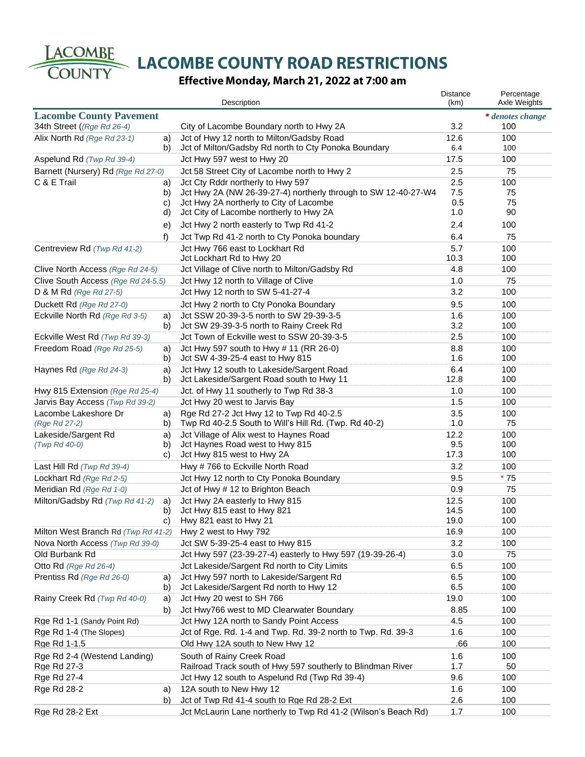# LACOMBE COUNTY ROAD RESTRICTIONS

## Effective Monday, March 21, 2022 at 7:00 am

| | | Description | Distance (km) | Percentage Axle Weights |
|---|---|---|---|---|
| **Lacombe County Pavement** | | | | *\* denotes change* |
| 34th Street ((*Rge Rd 26-4*) | | City of Lacombe Boundary north to Hwy 2A | 3.2 | 100 |
| Alix North Rd *(Rge Rd 23-1)* | a) | Jct of Hwy 12 north to Milton/Gadsby Road | 12.6 | 100 |
| | b) | Jct of Milton/Gadsby Rd north to Cty Ponoka Boundary | 6.4 | 100 |
| Aspelund Rd *(Twp Rd 39-4)* | | Jct Hwy 597 west to Hwy 20 | 17.5 | 100 |
| Barnett (Nursery) Rd *(Rge Rd 27-0)* | | Jct 58 Street City of Lacombe north to Hwy 2 | 2.5 | 75 |
| C & E Trail | a) | Jct Cty Rddr northerly to Hwy 597 | 2.5 | 100 |
| | b) | Jct Hwy 2A (NW 26-39-27-4) northerly through to SW 12-40-27-W4 | 7.5 | 75 |
| | c) | Jct Hwy 2A northerly to City of Lacombe | 0.5 | 75 |
| | d) | Jct City of Lacombe northerly to Hwy 2A | 1.0 | 90 |
| | e) | Jct Hwy 2 north easterly to Twp Rd 41-2 | 2.4 | 100 |
| | f) | Jct Twp Rd 41-2 north to Cty Ponoka boundary | 6.4 | 75 |
| Centreview Rd *(Twp Rd 41-2)* | | Jct Hwy 766 east to Lockhart Rd | 5.7 | 100 |
| | | Jct Lockhart Rd to Hwy 20 | 10.3 | 100 |
| Clive North Access *(Rge Rd 24-5)* | | Jct Village of Clive north to Milton/Gadsby Rd | 4.8 | 100 |
| Clive South Access *(Rge Rd 24-5.5)* | | Jct Hwy 12 north to Village of Clive | 1.0 | 75 |
| D & M Rd *(Rge Rd 27-5)* | | Jct Hwy 12 north to SW 5-41-27-4 | 3.2 | 100 |
| Duckett Rd *(Rge Rd 27-0)* | | Jct Hwy 2 north to Cty Ponoka Boundary | 9.5 | 100 |
| Eckville North Rd *(Rge Rd 3-5)* | a) | Jct SSW 20-39-3-5 north to SW 29-39-3-5 | 1.6 | 100 |
| | b) | Jct SW 29-39-3-5 north to Rainy Creek Rd | 3.2 | 100 |
| Eckville West Rd *(Twp Rd 39-3)* | | Jct Town of Eckville west to SSW 20-39-3-5 | 2.5 | 100 |
| Freedom Road *(Rge Rd 25-5)* | a) | Jct Hwy 597 south to Hwy # 11 (RR 26-0) | 8.8 | 100 |
| | b) | Jct SW 4-39-25-4 east to Hwy 815 | 1.6 | 100 |
| Haynes Rd *(Rge Rd 24-3)* | a) | Jct Hwy 12 south to Lakeside/Sargent Road | 6.4 | 100 |
| | b) | Jct Lakeside/Sargent Road south to Hwy 11 | 12.8 | 100 |
| Hwy 815 Extension *(Rge Rd 25-4)* | | Jct. of Hwy 11 southerly to Twp Rd 38-3 | 1.0 | 100 |
| Jarvis Bay Access *(Twp Rd 39-2)* | | Jct Hwy 20 west to Jarvis Bay | 1.5 | 100 |
| Lacombe Lakeshore Dr *(Rge Rd 27-2)* | a) | Rge Rd 27-2 Jct Hwy 12 to Twp Rd 40-2.5 | 3.5 | 100 |
| | b) | Twp Rd 40-2.5 South to Will's Hill Rd. (Twp. Rd 40-2) | 1.0 | 75 |
| Lakeside/Sargent Rd *(Twp Rd 40-0)* | a) | Jct Village of Alix west to Haynes Road | 12.2 | 100 |
| | b) | Jct Haynes Road west to Hwy 815 | 9.5 | 100 |
| | c) | Jct Hwy 815 west to Hwy 2A | 17.3 | 100 |
| Last Hill Rd *(Twp Rd 39-4)* | | Hwy # 766 to Eckville North Road | 3.2 | 100 |
| Lockhart Rd *(Rge Rd 2-5)* | | Jct Hwy 12 north to Cty Ponoka Boundary | 9.5 | * 75 |
| Meridian Rd *(Rge Rd 1-0)* | | Jct of Hwy # 12 to Brighton Beach | 0.9 | 75 |
| Milton/Gadsby Rd *(Twp Rd 41-2)* | a) | Jct Hwy 2A easterly to Hwy 815 | 12.5 | 100 |
| | b) | Jct Hwy 815 east to Hwy 821 | 14.5 | 100 |
| | c) | Hwy 821 east to Hwy 21 | 19.0 | 100 |
| Milton West Branch Rd *(Twp Rd 41-2)* | | Hwy 2 west to Hwy 792 | 16.9 | 100 |
| Nova North Access *(Twp Rd 39-0)* | | Jct SW 5-39-25-4 east to Hwy 815 | 3.2 | 100 |
| Old Burbank Rd | | Jct Hwy 597 (23-39-27-4) easterly to Hwy 597 (19-39-26-4) | 3.0 | 75 |
| Otto Rd *(Rge Rd 26-4)* | | Jct Lakeside/Sargent Rd north to City Limits | 6.5 | 100 |
| Prentiss Rd *(Rge Rd 26-0)* | a) | Jct Hwy 597 north to Lakeside/Sargent Rd | 6.5 | 100 |
| | b) | Jct Lakeside/Sargent Rd north to Hwy 12 | 6.5 | 100 |
| Rainy Creek Rd *(Twp Rd 40-0)* | a) | Jct Hwy 20 west to SH 766 | 19.0 | 100 |
| | b) | Jct Hwy766 west to MD Clearwater Boundary | 8.85 | 100 |
| Rge Rd 1-1 (Sandy Point Rd) | | Jct Hwy 12A north to Sandy Point Access | 4.5 | 100 |
| Rge Rd 1-4 (The Slopes) | | Jct of Rge. Rd. 1-4 and Twp. Rd. 39-2 north to Twp. Rd. 39-3 | 1.6 | 100 |
| Rge Rd 1-1.5 | | Old Hwy 12A south to New Hwy 12 | .66 | 100 |
| Rge Rd 2-4 (Westend Landing) | | South of Rainy Creek Road | 1.6 | 100 |
| Rge Rd 27-3 | | Railroad Track south of Hwy 597 southerly to Blindman River | 1.7 | 50 |
| Rge Rd 27-4 | | Jct Hwy 12 south to Aspelund Rd (Twp Rd 39-4) | 9.6 | 100 |
| Rge Rd 28-2 | a) | 12A south to New Hwy 12 | 1.6 | 100 |
| | b) | Jct of Twp Rd 41-4 south to Rge Rd 28-2 Ext | 2.6 | 100 |
| Rge Rd 28-2 Ext | | Jct McLaurin Lane northerly to Twp Rd 41-2 (Wilson's Beach Rd) | 1.7 | 100 |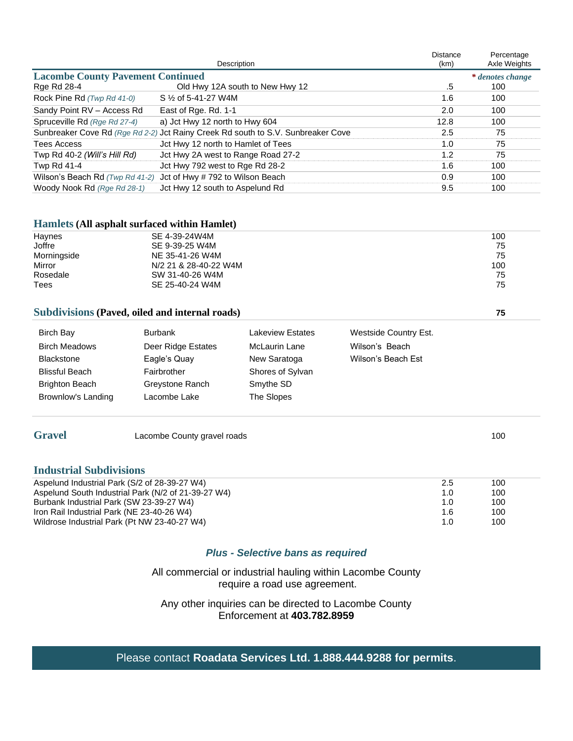| | Description | Distance (km) | Percentage Axle Weights |
|---|---|---|---|
| **Lacombe County Pavement Continued** | | | *\* denotes change* |
| Rge Rd 28-4 | Old Hwy 12A south to New Hwy 12 | .5 | 100 |
| Rock Pine Rd *(Twp Rd 41-0)* | S ½ of 5-41-27 W4M | 1.6 | 100 |
| Sandy Point RV – Access Rd | East of Rge. Rd. 1-1 | 2.0 | 100 |
| Spruceville Rd *(Rge Rd 27-4)* | a) Jct Hwy 12 north to Hwy 604 | 12.8 | 100 |
| Sunbreaker Cove Rd *(Rge Rd 2-2)* | Jct Rainy Creek Rd south to S.V. Sunbreaker Cove | 2.5 | 75 |
| Tees Access | Jct Hwy 12 north to Hamlet of Tees | 1.0 | 75 |
| Twp Rd 40-2 *(Will's Hill Rd)* | Jct Hwy 2A west to Range Road 27-2 | 1.2 | 75 |
| Twp Rd 41-4 | Jct Hwy 792 west to Rge Rd 28-2 | 1.6 | 100 |
| Wilson's Beach Rd *(Twp Rd 41-2)* | Jct of Hwy # 792 to Wilson Beach | 0.9 | 100 |
| Woody Nook Rd *(Rge Rd 28-1)* | Jct Hwy 12 south to Aspelund Rd | 9.5 | 100 |

## Hamlets (All asphalt surfaced within Hamlet)

| | | |
|---|---|---|
| Haynes | SE 4-39-24W4M | 100 |
| Joffre | SE 9-39-25 W4M | 75 |
| Morningside | NE 35-41-26 W4M | 75 |
| Mirror | N/2 21 & 28-40-22 W4M | 100 |
| Rosedale | SW 31-40-26 W4M | 75 |
| Tees | SE 25-40-24 W4M | 75 |

## Subdivisions (Paved, oiled and internal roads) — 75

| | | | |
|---|---|---|---|
| Birch Bay | Burbank | Lakeview Estates | Westside Country Est. |
| Birch Meadows | Deer Ridge Estates | McLaurin Lane | Wilson's Beach |
| Blackstone | Eagle's Quay | New Saratoga | Wilson's Beach Est |
| Blissful Beach | Fairbrother | Shores of Sylvan | |
| Brighton Beach | Greystone Ranch | Smythe SD | |
| Brownlow's Landing | Lacombe Lake | The Slopes | |

## Gravel

Lacombe County gravel roads — 100

## Industrial Subdivisions

| | | |
|---|---|---|
| Aspelund Industrial Park (S/2 of 28-39-27 W4) | 2.5 | 100 |
| Aspelund South Industrial Park (N/2 of 21-39-27 W4) | 1.0 | 100 |
| Burbank Industrial Park (SW 23-39-27 W4) | 1.0 | 100 |
| Iron Rail Industrial Park (NE 23-40-26 W4) | 1.6 | 100 |
| Wildrose Industrial Park (Pt NW 23-40-27 W4) | 1.0 | 100 |

***Plus - Selective bans as required***

All commercial or industrial hauling within Lacombe County require a road use agreement.

Any other inquiries can be directed to Lacombe County Enforcement at **403.782.8959**

Please contact **Roadata Services Ltd. 1.888.444.9288 for permits**.